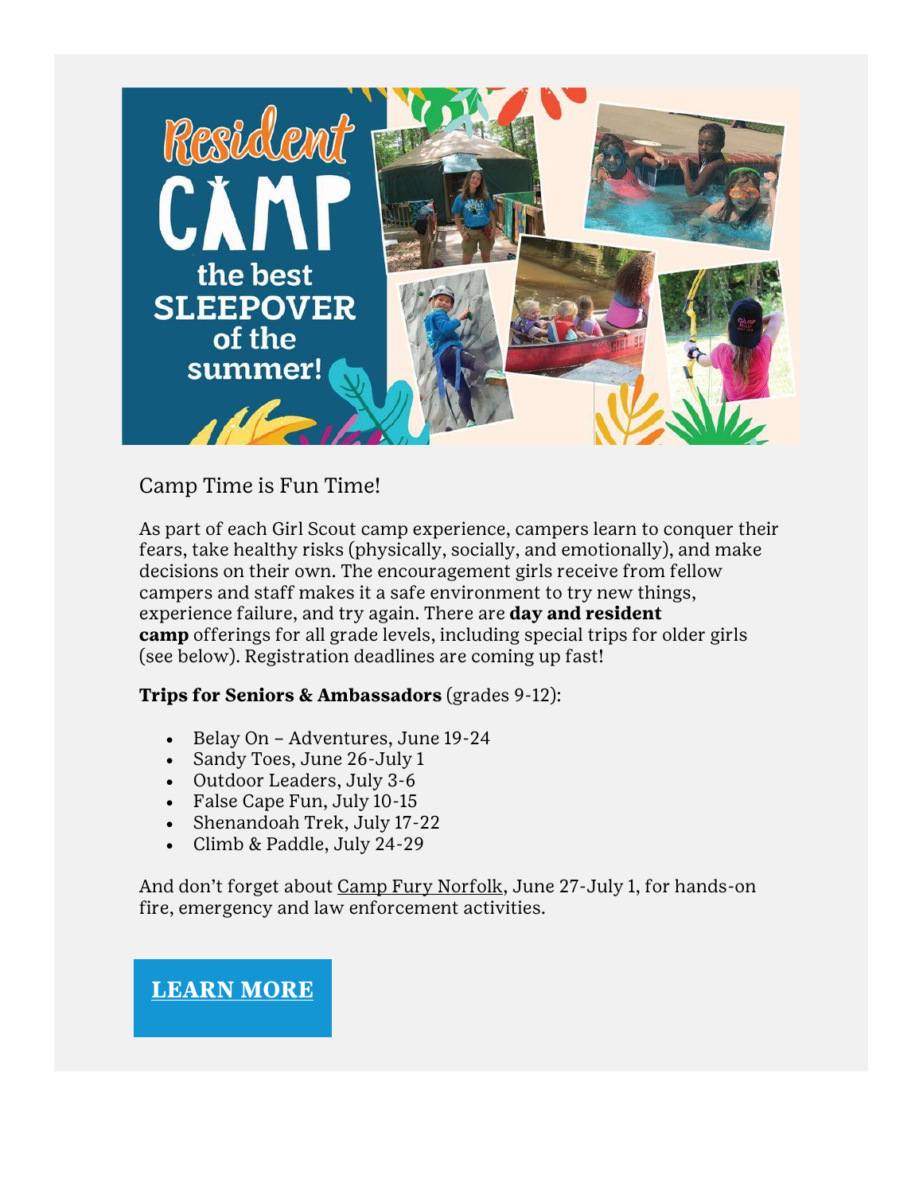Camp Time is Fun Time!

As part of each Girl Scout camp experience, campers learn to conquer their fears, take healthy risks (physically, socially, and emotionally), and make decisions on their own. The encouragement girls receive from fellow campers and staff makes it a safe environment to try new things, experience failure, and try again. There are **day and resident camp** offerings for all grade levels, including special trips for older girls (see below). Registration deadlines are coming up fast!

**Trips for Seniors & Ambassadors** (grades 9-12):

- Belay On – Adventures, June 19-24
- Sandy Toes, June 26-July 1
- Outdoor Leaders, July 3-6
- False Cape Fun, July 10-15
- Shenandoah Trek, July 17-22
- Climb & Paddle, July 24-29

And don't forget about Camp Fury Norfolk, June 27-July 1, for hands-on fire, emergency and law enforcement activities.

**LEARN MORE**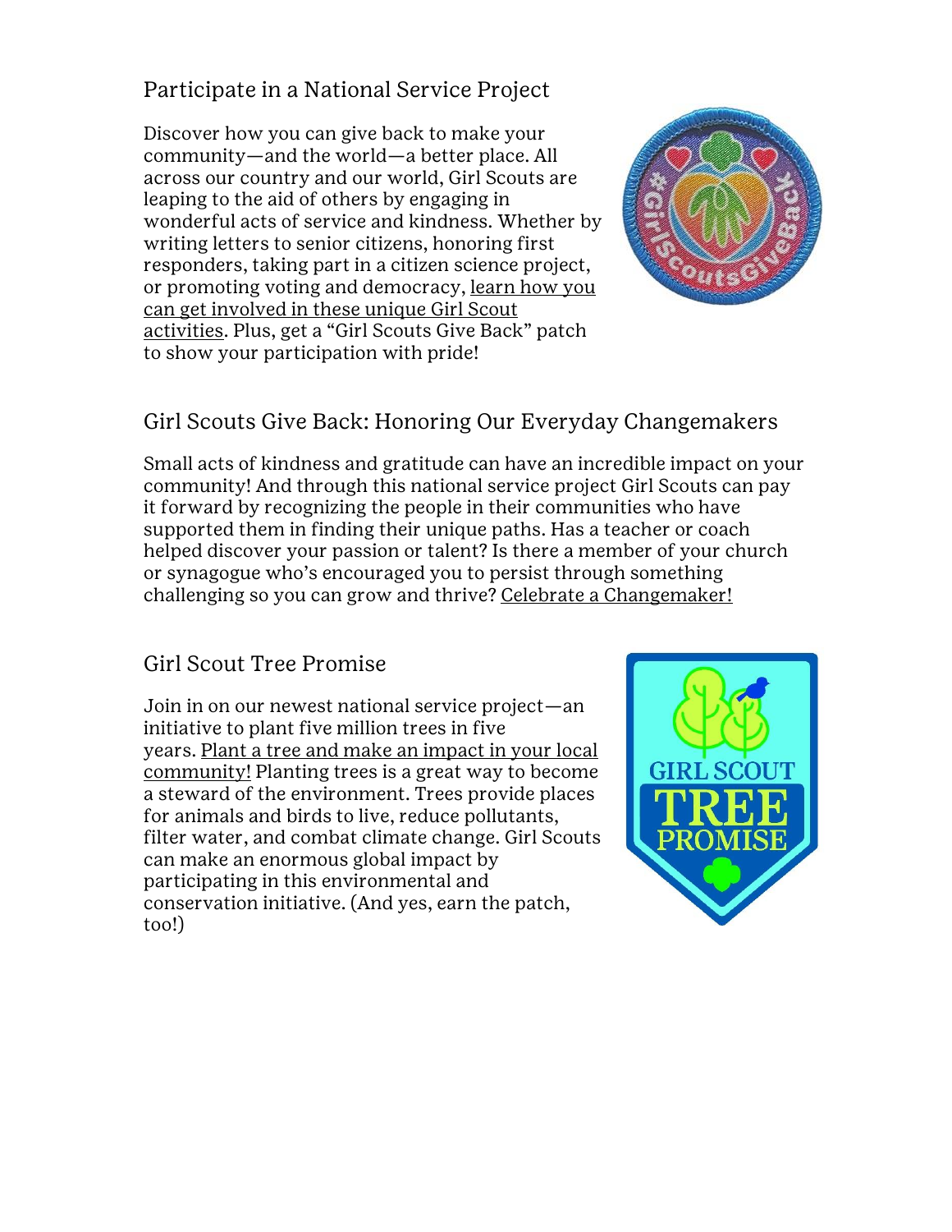## Participate in a National Service Project

Discover how you can give back to make your community—and the world—a better place. All across our country and our world, Girl Scouts are leaping to the aid of others by engaging in wonderful acts of service and kindness. Whether by writing letters to senior citizens, honoring first responders, taking part in a citizen science project, or promoting voting and democracy, learn how you can get involved in these unique Girl Scout activities. Plus, get a "Girl Scouts Give Back" patch to show your participation with pride!

## Girl Scouts Give Back: Honoring Our Everyday Changemakers

Small acts of kindness and gratitude can have an incredible impact on your community! And through this national service project Girl Scouts can pay it forward by recognizing the people in their communities who have supported them in finding their unique paths. Has a teacher or coach helped discover your passion or talent? Is there a member of your church or synagogue who's encouraged you to persist through something challenging so you can grow and thrive? Celebrate a Changemaker!

## Girl Scout Tree Promise

Join in on our newest national service project—an initiative to plant five million trees in five years. Plant a tree and make an impact in your local community! Planting trees is a great way to become a steward of the environment. Trees provide places for animals and birds to live, reduce pollutants, filter water, and combat climate change. Girl Scouts can make an enormous global impact by participating in this environmental and conservation initiative. (And yes, earn the patch, too!)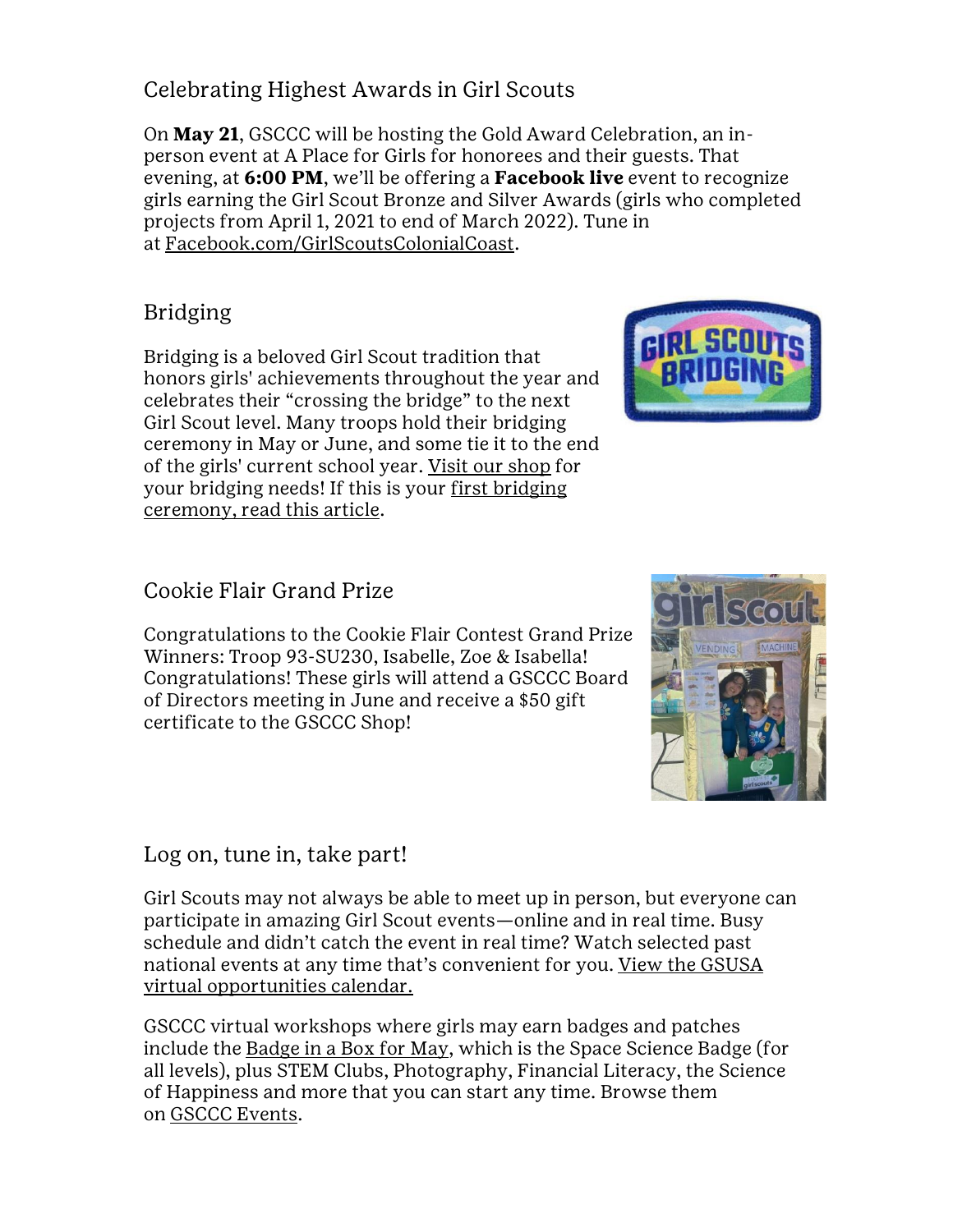## Celebrating Highest Awards in Girl Scouts

On **May 21**, GSCCC will be hosting the Gold Award Celebration, an in-person event at A Place for Girls for honorees and their guests. That evening, at **6:00 PM**, we'll be offering a **Facebook live** event to recognize girls earning the Girl Scout Bronze and Silver Awards (girls who completed projects from April 1, 2021 to end of March 2022). Tune in at Facebook.com/GirlScoutsColonialCoast.

## Bridging

Bridging is a beloved Girl Scout tradition that honors girls' achievements throughout the year and celebrates their "crossing the bridge" to the next Girl Scout level. Many troops hold their bridging ceremony in May or June, and some tie it to the end of the girls' current school year. Visit our shop for your bridging needs! If this is your first bridging ceremony, read this article.

## Cookie Flair Grand Prize

Congratulations to the Cookie Flair Contest Grand Prize Winners: Troop 93-SU230, Isabelle, Zoe & Isabella! Congratulations! These girls will attend a GSCCC Board of Directors meeting in June and receive a $50 gift certificate to the GSCCC Shop!

## Log on, tune in, take part!

Girl Scouts may not always be able to meet up in person, but everyone can participate in amazing Girl Scout events—online and in real time. Busy schedule and didn't catch the event in real time? Watch selected past national events at any time that's convenient for you. View the GSUSA virtual opportunities calendar.

GSCCC virtual workshops where girls may earn badges and patches include the Badge in a Box for May, which is the Space Science Badge (for all levels), plus STEM Clubs, Photography, Financial Literacy, the Science of Happiness and more that you can start any time. Browse them on GSCCC Events.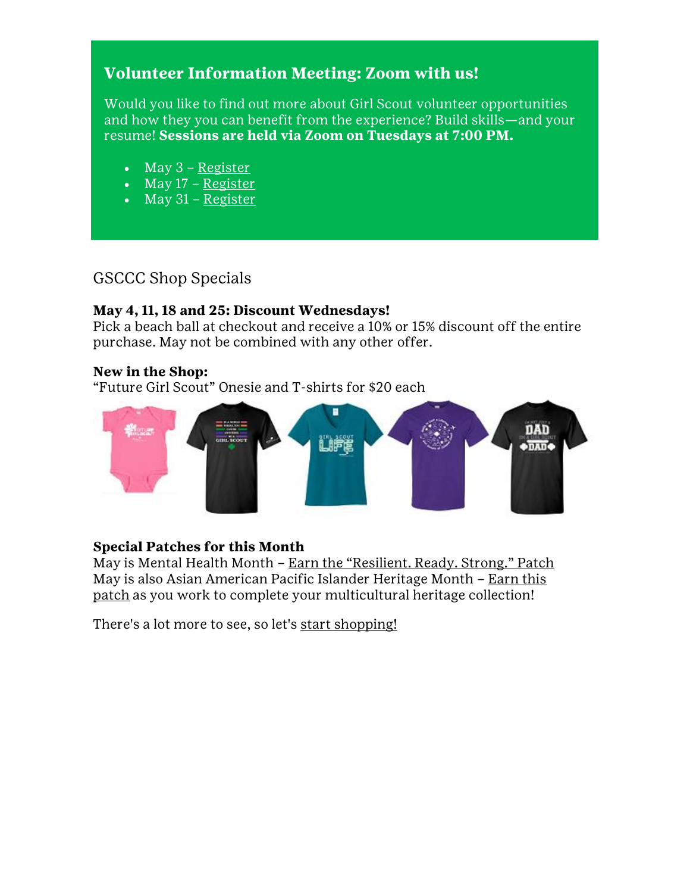### Volunteer Information Meeting: Zoom with us!

Would you like to find out more about Girl Scout volunteer opportunities and how they you can benefit from the experience? Build skills—and your resume! **Sessions are held via Zoom on Tuesdays at 7:00 PM.**

- May 3 – Register
- May 17 – Register
- May 31 – Register

## GSCCC Shop Specials

**May 4, 11, 18 and 25: Discount Wednesdays!**
Pick a beach ball at checkout and receive a 10% or 15% discount off the entire purchase. May not be combined with any other offer.

**New in the Shop:**
"Future Girl Scout" Onesie and T-shirts for $20 each

**Special Patches for this Month**
May is Mental Health Month – Earn the "Resilient. Ready. Strong." Patch
May is also Asian American Pacific Islander Heritage Month – Earn this patch as you work to complete your multicultural heritage collection!

There's a lot more to see, so let's start shopping!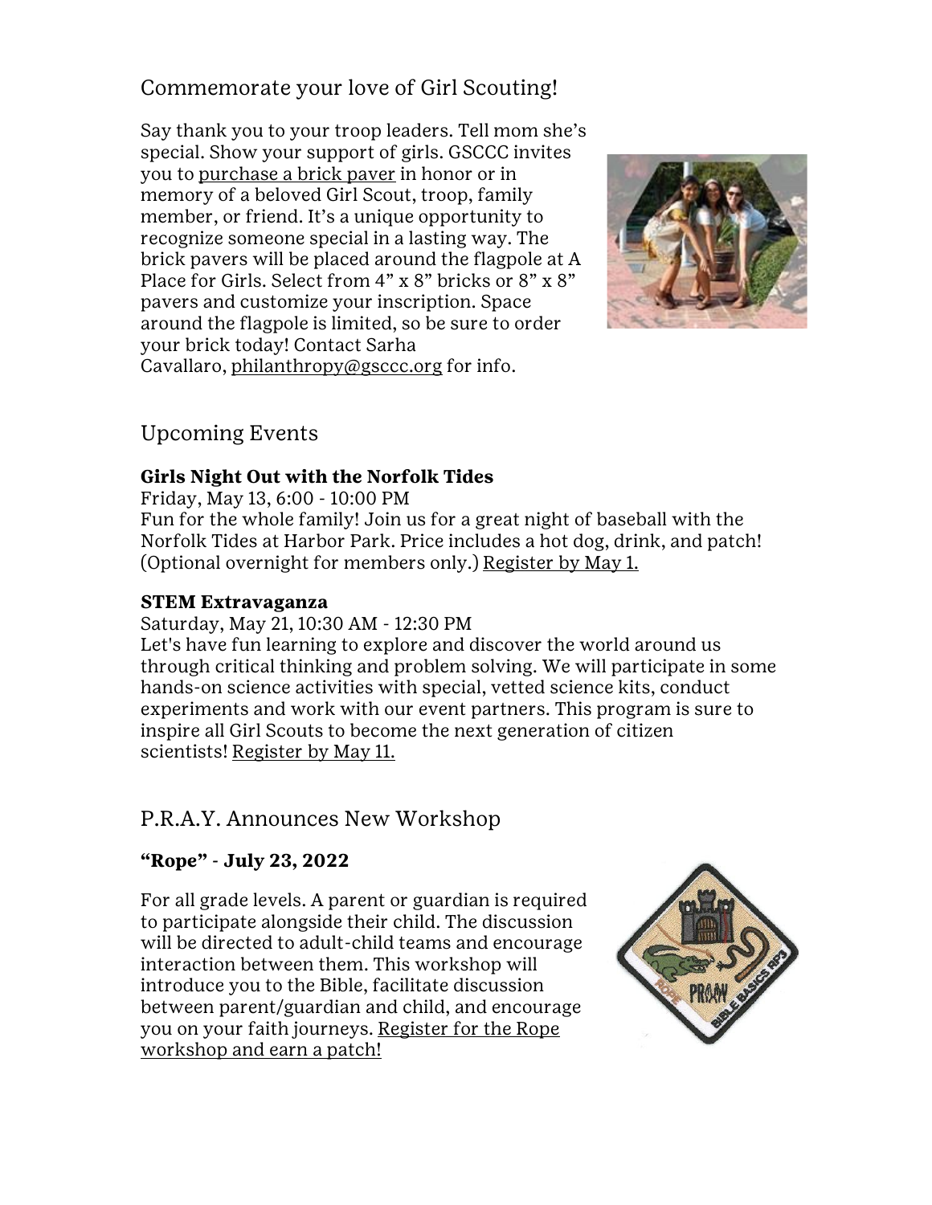## Commemorate your love of Girl Scouting!

Say thank you to your troop leaders. Tell mom she's special. Show your support of girls. GSCCC invites you to purchase a brick paver in honor or in memory of a beloved Girl Scout, troop, family member, or friend. It's a unique opportunity to recognize someone special in a lasting way. The brick pavers will be placed around the flagpole at A Place for Girls. Select from 4" x 8" bricks or 8" x 8" pavers and customize your inscription. Space around the flagpole is limited, so be sure to order your brick today! Contact Sarha Cavallaro, philanthropy@gsccc.org for info.

## Upcoming Events

**Girls Night Out with the Norfolk Tides**

Friday, May 13, 6:00 - 10:00 PM

Fun for the whole family! Join us for a great night of baseball with the Norfolk Tides at Harbor Park. Price includes a hot dog, drink, and patch! (Optional overnight for members only.) Register by May 1.

**STEM Extravaganza**

Saturday, May 21, 10:30 AM - 12:30 PM

Let's have fun learning to explore and discover the world around us through critical thinking and problem solving. We will participate in some hands-on science activities with special, vetted science kits, conduct experiments and work with our event partners. This program is sure to inspire all Girl Scouts to become the next generation of citizen scientists! Register by May 11.

## P.R.A.Y. Announces New Workshop

**"Rope" - July 23, 2022**

For all grade levels. A parent or guardian is required to participate alongside their child. The discussion will be directed to adult-child teams and encourage interaction between them. This workshop will introduce you to the Bible, facilitate discussion between parent/guardian and child, and encourage you on your faith journeys. Register for the Rope workshop and earn a patch!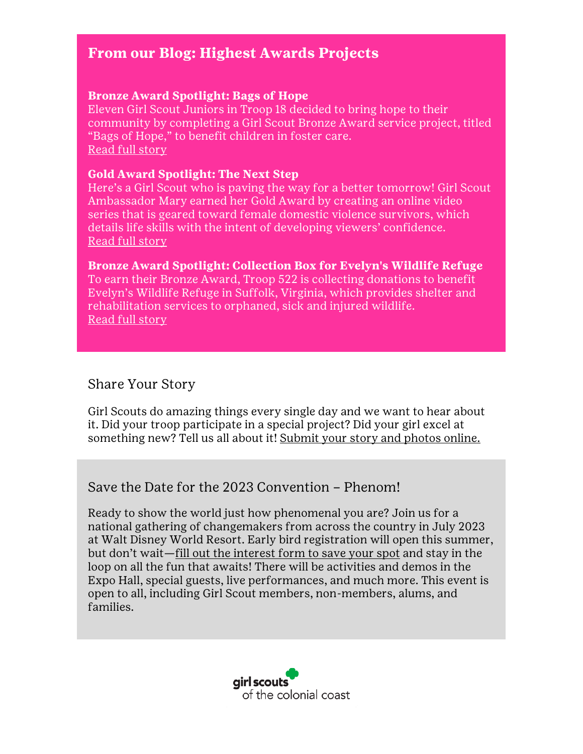## From our Blog: Highest Awards Projects

**Bronze Award Spotlight: Bags of Hope**
Eleven Girl Scout Juniors in Troop 18 decided to bring hope to their community by completing a Girl Scout Bronze Award service project, titled "Bags of Hope," to benefit children in foster care.
Read full story

**Gold Award Spotlight: The Next Step**
Here's a Girl Scout who is paving the way for a better tomorrow! Girl Scout Ambassador Mary earned her Gold Award by creating an online video series that is geared toward female domestic violence survivors, which details life skills with the intent of developing viewers' confidence.
Read full story

**Bronze Award Spotlight: Collection Box for Evelyn's Wildlife Refuge**
To earn their Bronze Award, Troop 522 is collecting donations to benefit Evelyn's Wildlife Refuge in Suffolk, Virginia, which provides shelter and rehabilitation services to orphaned, sick and injured wildlife.
Read full story

## Share Your Story

Girl Scouts do amazing things every single day and we want to hear about it. Did your troop participate in a special project? Did your girl excel at something new? Tell us all about it! Submit your story and photos online.

## Save the Date for the 2023 Convention – Phenom!

Ready to show the world just how phenomenal you are? Join us for a national gathering of changemakers from across the country in July 2023 at Walt Disney World Resort. Early bird registration will open this summer, but don't wait—fill out the interest form to save your spot and stay in the loop on all the fun that awaits! There will be activities and demos in the Expo Hall, special guests, live performances, and much more. This event is open to all, including Girl Scout members, non-members, alums, and families.

girl scouts
of the colonial coast